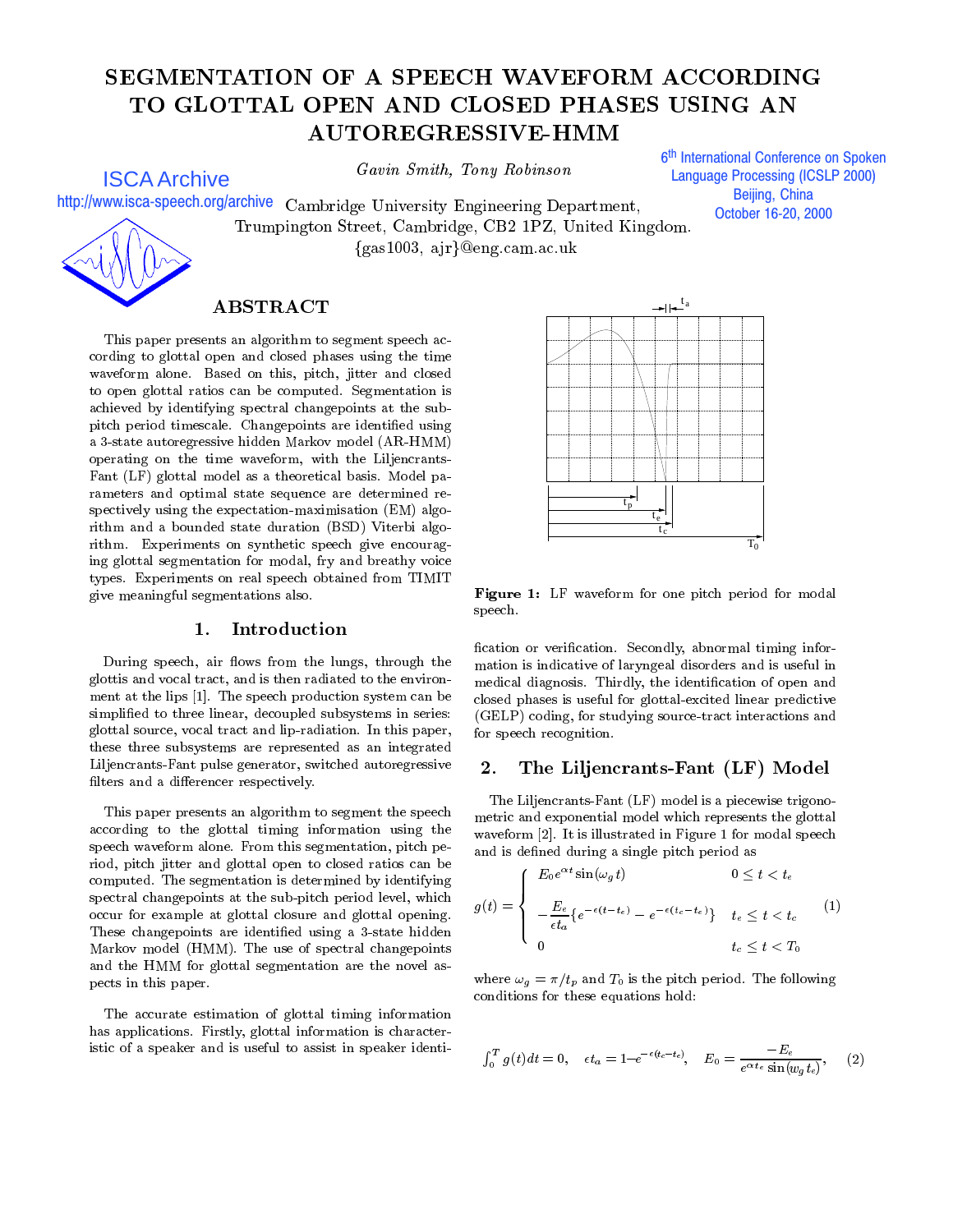# SEGMENTATION OF A SPEECH WAVEFORM ACCORDING TO GLOTTAL OPEN AND CLOSED PHASES USING AN AUTOREGRESSIVE-HMM

*Gavin Smith, Tony Robinson*

Cambridge University Engineering Department,
Trumpington Street, Cambridge, CB2 1PZ, United Kingdom.
{gas1003, ajr}@eng.cam.ac.uk

## ABSTRACT

This paper presents an algorithm to segment speech according to glottal open and closed phases using the time waveform alone. Based on this, pitch, jitter and closed to open glottal ratios can be computed. Segmentation is achieved by identifying spectral changepoints at the sub-pitch period timescale. Changepoints are identified using a 3-state autoregressive hidden Markov model (AR-HMM) operating on the time waveform, with the Liljencrants-Fant (LF) glottal model as a theoretical basis. Model parameters and optimal state sequence are determined respectively using the expectation-maximisation (EM) algorithm and a bounded state duration (BSD) Viterbi algorithm. Experiments on synthetic speech give encouraging glottal segmentation for modal, fry and breathy voice types. Experiments on real speech obtained from TIMIT give meaningful segmentations also.

## 1. Introduction

During speech, air flows from the lungs, through the glottis and vocal tract, and is then radiated to the environment at the lips [1]. The speech production system can be simplified to three linear, decoupled subsystems in series: glottal source, vocal tract and lip-radiation. In this paper, these three subsystems are represented as an integrated Liljencrants-Fant pulse generator, switched autoregressive filters and a differencer respectively.

This paper presents an algorithm to segment the speech according to the glottal timing information using the speech waveform alone. From this segmentation, pitch period, pitch jitter and glottal open to closed ratios can be computed. The segmentation is determined by identifying spectral changepoints at the sub-pitch period level, which occur for example at glottal closure and glottal opening. These changepoints are identified using a 3-state hidden Markov model (HMM). The use of spectral changepoints and the HMM for glottal segmentation are the novel aspects in this paper.

The accurate estimation of glottal timing information has applications. Firstly, glottal information is characteristic of a speaker and is useful to assist in speaker identification or verification. Secondly, abnormal timing information is indicative of laryngeal disorders and is useful in medical diagnosis. Thirdly, the identification of open and closed phases is useful for glottal-excited linear predictive (GELP) coding, for studying source-tract interactions and for speech recognition.

**Figure 1:** LF waveform for one pitch period for modal speech.

## 2. The Liljencrants-Fant (LF) Model

The Liljencrants-Fant (LF) model is a piecewise trigonometric and exponential model which represents the glottal waveform [2]. It is illustrated in Figure 1 for modal speech and is defined during a single pitch period as

$$g(t) = \begin{cases} E_0 e^{\alpha t} \sin(\omega_g t) & 0 \le t < t_e \\ -\dfrac{E_e}{\epsilon t_a}\{e^{-\epsilon(t-t_e)} - e^{-\epsilon(t_c - t_e)}\} & t_e \le t < t_c \\ 0 & t_c \le t < T_0 \end{cases} \quad (1)$$

where $\omega_g = \pi/t_p$ and $T_0$ is the pitch period. The following conditions for these equations hold:

$$\int_0^T g(t)dt = 0, \quad \epsilon t_a = 1 - e^{-\epsilon(t_c - t_e)}, \quad E_0 = \frac{-E_e}{e^{\alpha t_e}\sin(w_g t_e)}, \quad (2)$$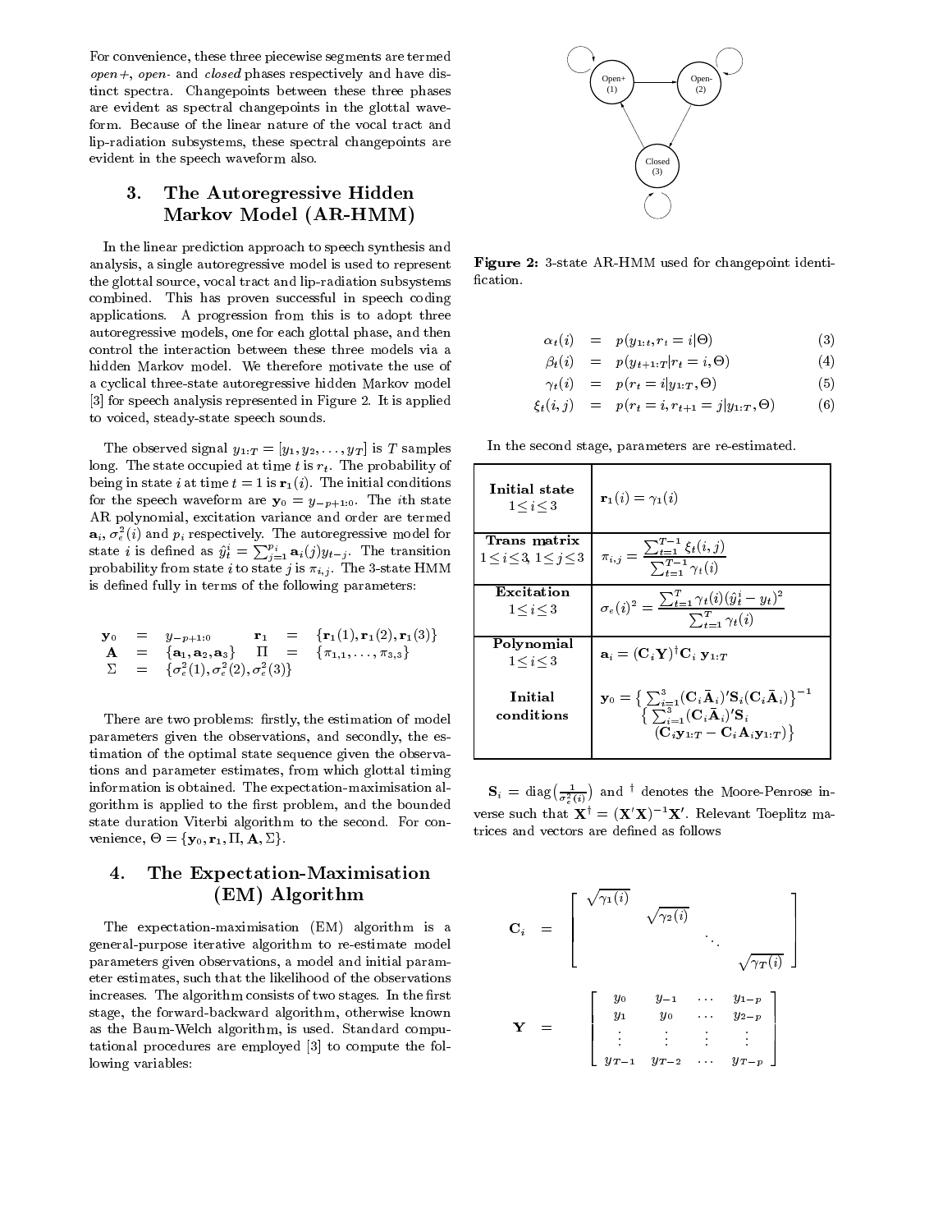For convenience, these three piecewise segments are termed *open+*, *open-* and *closed* phases respectively and have distinct spectra. Changepoints between these three phases are evident as spectral changepoints in the glottal waveform. Because of the linear nature of the vocal tract and lip-radiation subsystems, these spectral changepoints are evident in the speech waveform also.

## 3. The Autoregressive Hidden Markov Model (AR-HMM)

In the linear prediction approach to speech synthesis and analysis, a single autoregressive model is used to represent the glottal source, vocal tract and lip-radiation subsystems combined. This has proven successful in speech coding applications. A progression from this is to adopt three autoregressive models, one for each glottal phase, and then control the interaction between these three models via a hidden Markov model. We therefore motivate the use of a cyclical three-state autoregressive hidden Markov model [3] for speech analysis represented in Figure 2. It is applied to voiced, steady-state speech sounds.

The observed signal $y_{1:T} = [y_1, y_2, \ldots, y_T]$ is $T$ samples long. The state occupied at time $t$ is $r_t$. The probability of being in state $i$ at time $t = 1$ is $\mathbf{r}_1(i)$. The initial conditions for the speech waveform are $\mathbf{y}_0 = y_{-p+1:0}$. The $i$th state AR polynomial, excitation variance and order are termed $\mathbf{a}_i$, $\sigma_e^2(i)$ and $p_i$ respectively. The autoregressive model for state $i$ is defined as $\hat{y}_t^i = \sum_{j=1}^{p_i} \mathbf{a}_i(j) y_{t-j}$. The transition probability from state $i$ to state $j$ is $\pi_{i,j}$. The 3-state HMM is defined fully in terms of the following parameters:

$$
\begin{aligned}
\mathbf{y}_0 &= y_{-p+1:0} & \mathbf{r}_1 &= \{\mathbf{r}_1(1), \mathbf{r}_1(2), \mathbf{r}_1(3)\} \\
\mathbf{A} &= \{\mathbf{a}_1, \mathbf{a}_2, \mathbf{a}_3\} & \Pi &= \{\pi_{1,1}, \ldots, \pi_{3,3}\} \\
\Sigma &= \{\sigma_e^2(1), \sigma_e^2(2), \sigma_e^2(3)\}
\end{aligned}
$$

There are two problems: firstly, the estimation of model parameters given the observations, and secondly, the estimation of the optimal state sequence given the observations and parameter estimates, from which glottal timing information is obtained. The expectation-maximisation algorithm is applied to the first problem, and the bounded state duration Viterbi algorithm to the second. For convenience, $\Theta = \{\mathbf{y}_0, \mathbf{r}_1, \Pi, \mathbf{A}, \Sigma\}$.

## 4. The Expectation-Maximisation (EM) Algorithm

The expectation-maximisation (EM) algorithm is a general-purpose iterative algorithm to re-estimate model parameters given observations, a model and initial parameter estimates, such that the likelihood of the observations increases. The algorithm consists of two stages. In the first stage, the forward-backward algorithm, otherwise known as the Baum-Welch algorithm, is used. Standard computational procedures are employed [3] to compute the following variables:

Open+ (1) | Open- (2) | Closed (3)

**Figure 2:** 3-state AR-HMM used for changepoint identification.

$$
\begin{aligned}
\alpha_t(i) &= p(y_{1:t}, r_t = i | \Theta) & (3)\\
\beta_t(i) &= p(y_{t+1:T} | r_t = i, \Theta) & (4)\\
\gamma_t(i) &= p(r_t = i | y_{1:T}, \Theta) & (5)\\
\xi_t(i,j) &= p(r_t = i, r_{t+1} = j | y_{1:T}, \Theta) & (6)
\end{aligned}
$$

In the second stage, parameters are re-estimated.

| | |
|---|---|
| **Initial state** $1 \leq i \leq 3$ | $\mathbf{r}_1(i) = \gamma_1(i)$ |
| **Trans matrix** $1 \leq i \leq 3,\ 1 \leq j \leq 3$ | $\pi_{i,j} = \dfrac{\sum_{t=1}^{T-1} \xi_t(i,j)}{\sum_{t=1}^{T-1} \gamma_t(i)}$ |
| **Excitation** $1 \leq i \leq 3$ | $\sigma_e(i)^2 = \dfrac{\sum_{t=1}^{T} \gamma_t(i) (\hat{y}_t^i - y_t)^2}{\sum_{t=1}^{T} \gamma_t(i)}$ |
| **Polynomial** $1 \leq i \leq 3$ | $\mathbf{a}_i = (\mathbf{C}_i \mathbf{Y})^{\dagger} \mathbf{C}_i \ \mathbf{y}_{1:T}$ |
| **Initial conditions** | $\mathbf{y}_0 = \left\{ \sum_{i=1}^{3} (\mathbf{C}_i \bar{\mathbf{A}}_i)' \mathbf{S}_i (\mathbf{C}_i \bar{\mathbf{A}}_i) \right\}^{-1} \left\{ \sum_{i=1}^{3} (\mathbf{C}_i \bar{\mathbf{A}}_i)' \mathbf{S}_i (\mathbf{C}_i \mathbf{y}_{1:T} - \mathbf{C}_i \mathbf{A}_i \mathbf{y}_{1:T}) \right\}$ |

$\mathbf{S}_i = \text{diag}\left(\frac{1}{\sigma_e^2(i)}\right)$ and $^{\dagger}$ denotes the Moore-Penrose inverse such that $\mathbf{X}^{\dagger} = (\mathbf{X}'\mathbf{X})^{-1}\mathbf{X}'$. Relevant Toeplitz matrices and vectors are defined as follows

$$
\mathbf{C}_i = \begin{bmatrix} \sqrt{\gamma_1(i)} & & & \\ & \sqrt{\gamma_2(i)} & & \\ & & \ddots & \\ & & & \sqrt{\gamma_T(i)} \end{bmatrix}
$$

$$
\mathbf{Y} = \begin{bmatrix} y_0 & y_{-1} & \cdots & y_{1-p} \\ y_1 & y_0 & \cdots & y_{2-p} \\ \vdots & \vdots & \vdots & \vdots \\ y_{T-1} & y_{T-2} & \cdots & y_{T-p} \end{bmatrix}
$$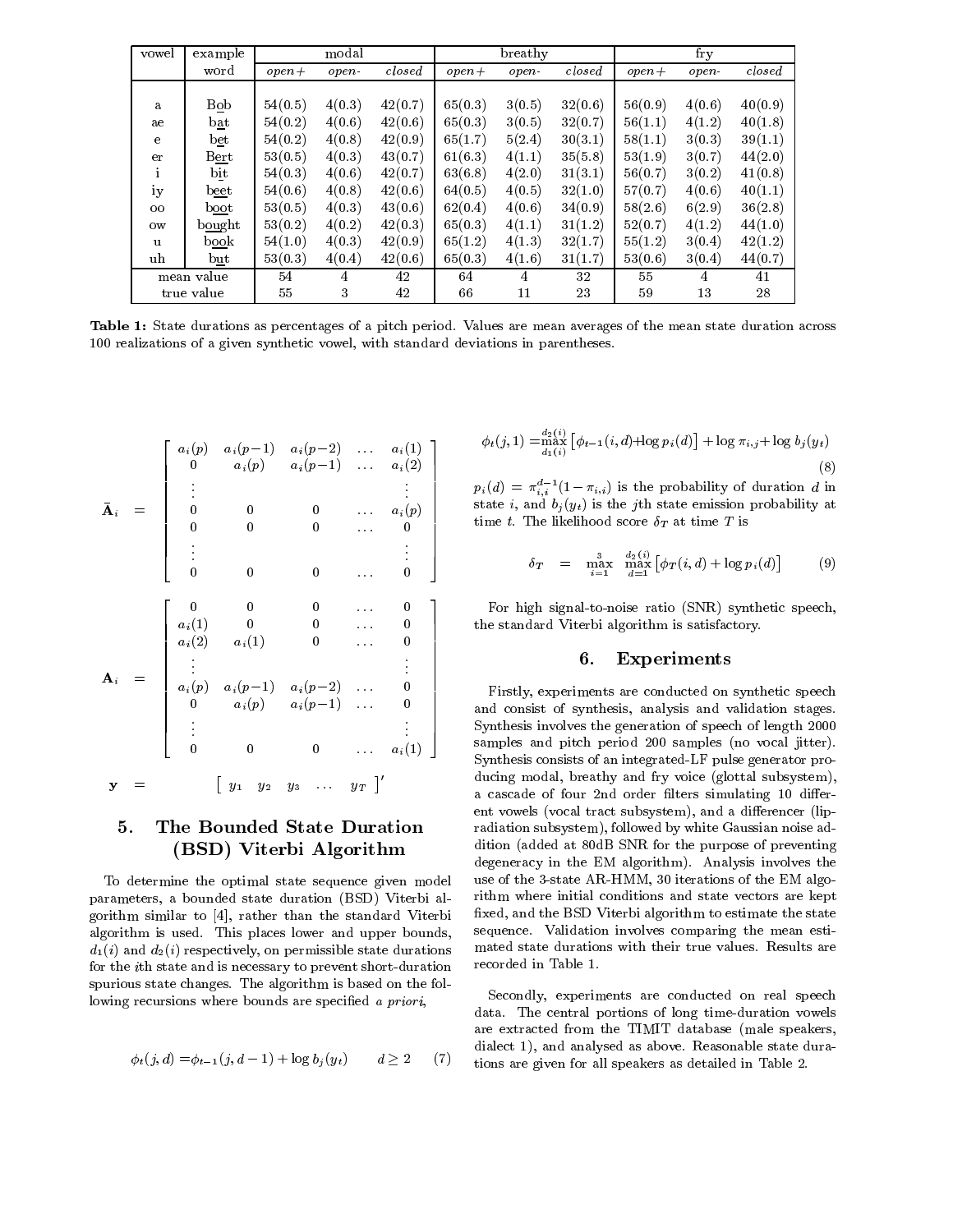| vowel | example word | modal | | | breathy | | | fry | | |
|---|---|---|---|---|---|---|---|---|---|---|
| | | *open+* | *open-* | *closed* | *open+* | *open-* | *closed* | *open+* | *open-* | *closed* |
| a | Bob | 54(0.5) | 4(0.3) | 42(0.7) | 65(0.3) | 3(0.5) | 32(0.6) | 56(0.9) | 4(0.6) | 40(0.9) |
| ae | bat | 54(0.2) | 4(0.6) | 42(0.6) | 65(0.3) | 3(0.5) | 32(0.7) | 56(1.1) | 4(1.2) | 40(1.8) |
| e | bet | 54(0.2) | 4(0.8) | 42(0.9) | 65(1.7) | 5(2.4) | 30(3.1) | 58(1.1) | 3(0.3) | 39(1.1) |
| er | Bert | 53(0.5) | 4(0.3) | 43(0.7) | 61(6.3) | 4(1.1) | 35(5.8) | 53(1.9) | 3(0.7) | 44(2.0) |
| i | bit | 54(0.3) | 4(0.6) | 42(0.7) | 63(6.8) | 4(2.0) | 31(3.1) | 56(0.7) | 3(0.2) | 41(0.8) |
| iy | beet | 54(0.6) | 4(0.8) | 42(0.6) | 64(0.5) | 4(0.5) | 32(1.0) | 57(0.7) | 4(0.6) | 40(1.1) |
| oo | boot | 53(0.5) | 4(0.3) | 43(0.6) | 62(0.4) | 4(0.6) | 34(0.9) | 58(2.6) | 6(2.9) | 36(2.8) |
| ow | bought | 53(0.2) | 4(0.2) | 42(0.3) | 65(0.3) | 4(1.1) | 31(1.2) | 52(0.7) | 4(1.2) | 44(1.0) |
| u | book | 54(1.0) | 4(0.3) | 42(0.9) | 65(1.2) | 4(1.3) | 32(1.7) | 55(1.2) | 3(0.4) | 42(1.2) |
| uh | but | 53(0.3) | 4(0.4) | 42(0.6) | 65(0.3) | 4(1.6) | 31(1.7) | 53(0.6) | 3(0.4) | 44(0.7) |
| mean value | | 54 | 4 | 42 | 64 | 4 | 32 | 55 | 4 | 41 |
| true value | | 55 | 3 | 42 | 66 | 11 | 23 | 59 | 13 | 28 |

**Table 1:** State durations as percentages of a pitch period. Values are mean averages of the mean state duration across 100 realizations of a given synthetic vowel, with standard deviations in parentheses.

$$\bar{\mathbf{A}}_i = \begin{bmatrix} a_i(p) & a_i(p-1) & a_i(p-2) & \dots & a_i(1) \\ 0 & a_i(p) & a_i(p-1) & \dots & a_i(2) \\ \vdots & & & & \vdots \\ 0 & 0 & 0 & \dots & a_i(p) \\ 0 & 0 & 0 & \dots & 0 \\ \vdots & & & & \vdots \\ 0 & 0 & 0 & \dots & 0 \end{bmatrix}$$

$$\mathbf{A}_i = \begin{bmatrix} 0 & 0 & 0 & \dots & 0 \\ a_i(1) & 0 & 0 & \dots & 0 \\ a_i(2) & a_i(1) & 0 & \dots & 0 \\ \vdots & & & & \vdots \\ a_i(p) & a_i(p-1) & a_i(p-2) & \dots & 0 \\ 0 & a_i(p) & a_i(p-1) & \dots & 0 \\ \vdots & & & & \vdots \\ 0 & 0 & 0 & \dots & a_i(1) \end{bmatrix}$$

$$\mathbf{y} = \begin{bmatrix} y_1 & y_2 & y_3 & \dots & y_T \end{bmatrix}'$$

## 5. The Bounded State Duration (BSD) Viterbi Algorithm

To determine the optimal state sequence given model parameters, a bounded state duration (BSD) Viterbi algorithm similar to [4], rather than the standard Viterbi algorithm is used. This places lower and upper bounds, $d_1(i)$ and $d_2(i)$ respectively, on permissible state durations for the $i$th state and is necessary to prevent short-duration spurious state changes. The algorithm is based on the following recursions where bounds are specified *a priori*,

$$\phi_t(j,d) = \phi_{t-1}(j,d-1) + \log b_j(y_t) \qquad d \geq 2 \qquad (7)$$

$$\phi_t(j,1) = \max_{d_1(i)}^{d_2(i)} \left[\phi_{t-1}(i,d) + \log p_i(d)\right] + \log \pi_{i,j} + \log b_j(y_t) \qquad (8)$$

$p_i(d) = \pi_{i,i}^{d-1}(1-\pi_{i,i})$ is the probability of duration $d$ in state $i$, and $b_j(y_t)$ is the $j$th state emission probability at time $t$. The likelihood score $\delta_T$ at time $T$ is

$$\delta_T = \max_{i=1}^{3} \max_{d=1}^{d_2(i)} \left[\phi_T(i,d) + \log p_i(d)\right] \qquad (9)$$

For high signal-to-noise ratio (SNR) synthetic speech, the standard Viterbi algorithm is satisfactory.

## 6. Experiments

Firstly, experiments are conducted on synthetic speech and consist of synthesis, analysis and validation stages. Synthesis involves the generation of speech of length 2000 samples and pitch period 200 samples (no vocal jitter). Synthesis consists of an integrated-LF pulse generator producing modal, breathy and fry voice (glottal subsystem), a cascade of four 2nd order filters simulating 10 different vowels (vocal tract subsystem), and a differencer (lip-radiation subsystem), followed by white Gaussian noise addition (added at 80dB SNR for the purpose of preventing degeneracy in the EM algorithm). Analysis involves the use of the 3-state AR-HMM, 30 iterations of the EM algorithm where initial conditions and state vectors are kept fixed, and the BSD Viterbi algorithm to estimate the state sequence. Validation involves comparing the mean estimated state durations with their true values. Results are recorded in Table 1.

Secondly, experiments are conducted on real speech data. The central portions of long time-duration vowels are extracted from the TIMIT database (male speakers, dialect 1), and analysed as above. Reasonable state durations are given for all speakers as detailed in Table 2.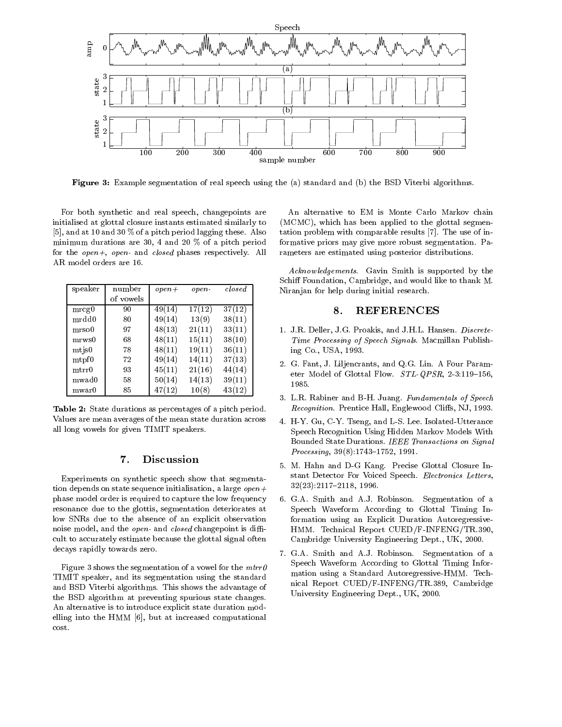Speech

amp 0

(a)

state 1 2 3

(b)

state 1 2 3

100 200 300 400 600 700 800 900

sample number

**Figure 3:** Example segmentation of real speech using the (a) standard and (b) the BSD Viterbi algorithms.

For both synthetic and real speech, changepoints are initialised at glottal closure instants estimated similarly to [5], and at 10 and 30 % of a pitch period lagging these. Also minimum durations are 30, 4 and 20 % of a pitch period for the *open+*, *open-* and *closed* phases respectively. All AR model orders are 16.

| speaker | number of vowels | *open+* | *open-* | *closed* |
|---|---|---|---|---|
| mrcg0 | 90 | 49(14) | 17(12) | 37(12) |
| mrdd0 | 80 | 49(14) | 13(9) | 38(11) |
| mrso0 | 97 | 48(13) | 21(11) | 33(11) |
| mrws0 | 68 | 48(11) | 15(11) | 38(10) |
| mtjs0 | 78 | 48(11) | 19(11) | 36(11) |
| mtpf0 | 72 | 49(14) | 14(11) | 37(13) |
| mtrr0 | 93 | 45(11) | 21(16) | 44(14) |
| mwad0 | 58 | 50(14) | 14(13) | 39(11) |
| mwar0 | 85 | 47(12) | 10(8) | 43(12) |

**Table 2:** State durations as percentages of a pitch period. Values are mean averages of the mean state duration across all long vowels for given TIMIT speakers.

## 7. Discussion

Experiments on synthetic speech show that segmentation depends on state sequence initialisation, a large *open+* phase model order is required to capture the low frequency resonance due to the glottis, segmentation deteriorates at low SNRs due to the absence of an explicit observation noise model, and the *open-* and *closed* changepoint is difficult to accurately estimate because the glottal signal often decays rapidly towards zero.

Figure 3 shows the segmentation of a vowel for the *mtrr0* TIMIT speaker, and its segmentation using the standard and BSD Viterbi algorithms. This shows the advantage of the BSD algorithm at preventing spurious state changes. An alternative is to introduce explicit state duration modelling into the HMM [6], but at increased computational cost.

An alternative to EM is Monte Carlo Markov chain (MCMC), which has been applied to the glottal segmentation problem with comparable results [7]. The use of informative priors may give more robust segmentation. Parameters are estimated using posterior distributions.

*Acknowledgements.* Gavin Smith is supported by the Schiff Foundation, Cambridge, and would like to thank M. Niranjan for help during initial research.

## 8. REFERENCES

1. J.R. Deller, J.G. Proakis, and J.H.L. Hansen. *Discrete-Time Processing of Speech Signals*. Macmillan Publishing Co., USA, 1993.
2. G. Fant, J. Liljencrants, and Q.G. Lin. A Four Parameter Model of Glottal Flow. *STL-QPSR*, 2-3:119–156, 1985.
3. L.R. Rabiner and B-H. Juang. *Fundamentals of Speech Recognition*. Prentice Hall, Englewood Cliffs, NJ, 1993.
4. H-Y. Gu, C-Y. Tseng, and L-S. Lee. Isolated-Utterance Speech Recognition Using Hidden Markov Models With Bounded State Durations. *IEEE Transactions on Signal Processing*, 39(8):1743–1752, 1991.
5. M. Hahn and D-G Kang. Precise Glottal Closure Instant Detector For Voiced Speech. *Electronics Letters*, 32(23):2117–2118, 1996.
6. G.A. Smith and A.J. Robinson. Segmentation of a Speech Waveform According to Glottal Timing Information using an Explicit Duration Autoregressive-HMM. Technical Report CUED/F-INFENG/TR.390, Cambridge University Engineering Dept., UK, 2000.
7. G.A. Smith and A.J. Robinson. Segmentation of a Speech Waveform According to Glottal Timing Information using a Standard Autoregressive-HMM. Technical Report CUED/F-INFENG/TR.389, Cambridge University Engineering Dept., UK, 2000.